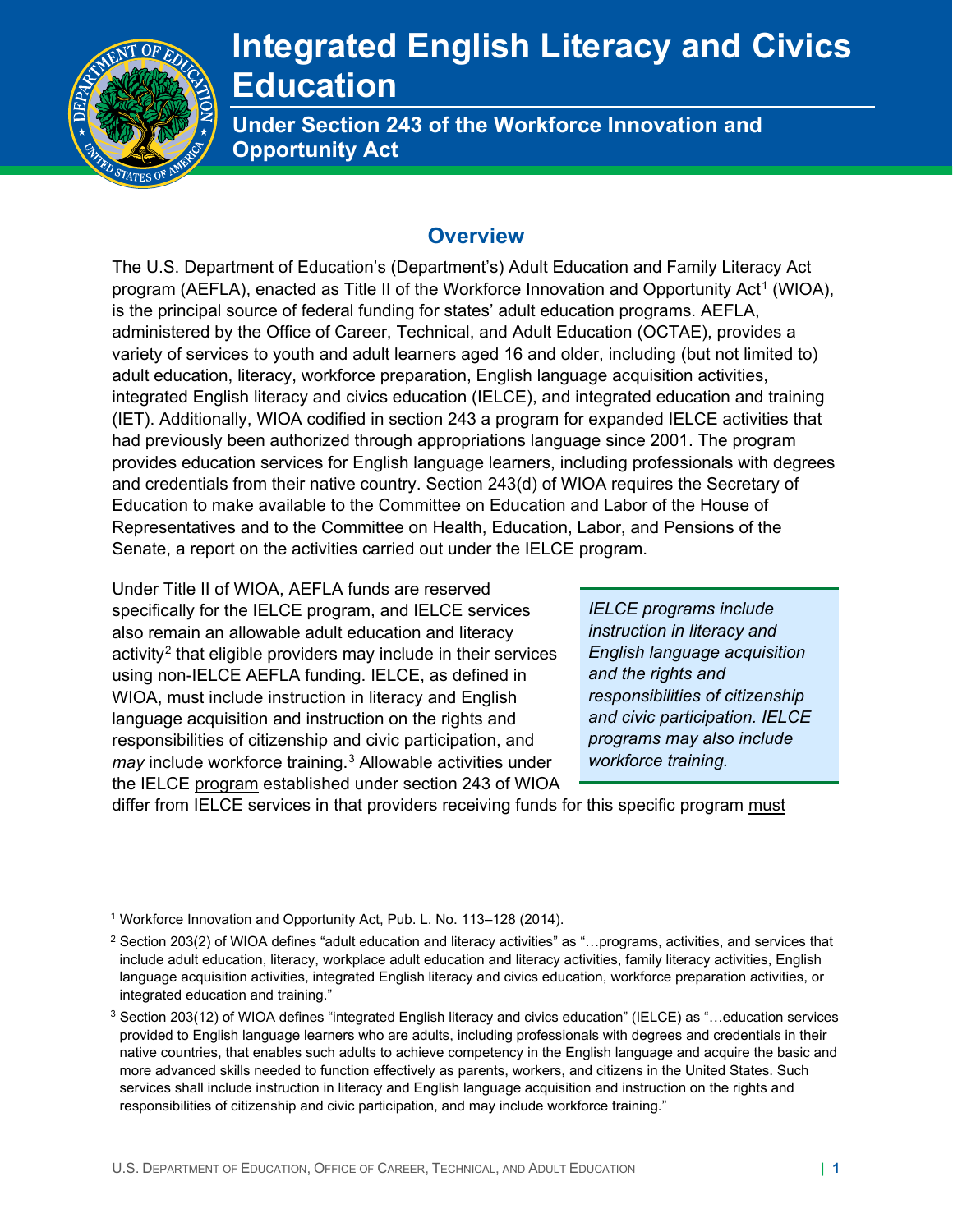# Integrated English Literacy and Civics Education

## Under Section 243 of the Workforce Innovation and Opportunity Act

## Overview

The U.S. Department of Education's (Department's) Adult Education and Family Literacy Act program (AEFLA), enacted as Title II of the Workforce Innovation and Opportunity Act[1] (WIOA), is the principal source of federal funding for states' adult education programs. AEFLA, administered by the Office of Career, Technical, and Adult Education (OCTAE), provides a variety of services to youth and adult learners aged 16 and older, including (but not limited to) adult education, literacy, workforce preparation, English language acquisition activities, integrated English literacy and civics education (IELCE), and integrated education and training (IET). Additionally, WIOA codified in section 243 a program for expanded IELCE activities that had previously been authorized through appropriations language since 2001. The program provides education services for English language learners, including professionals with degrees and credentials from their native country. Section 243(d) of WIOA requires the Secretary of Education to make available to the Committee on Education and Labor of the House of Representatives and to the Committee on Health, Education, Labor, and Pensions of the Senate, a report on the activities carried out under the IELCE program.

> *IELCE programs include instruction in literacy and English language acquisition and the rights and responsibilities of citizenship and civic participation. IELCE programs may also include workforce training.*

Under Title II of WIOA, AEFLA funds are reserved specifically for the IELCE program, and IELCE services also remain an allowable adult education and literacy activity[2] that eligible providers may include in their services using non-IELCE AEFLA funding. IELCE, as defined in WIOA, must include instruction in literacy and English language acquisition and instruction on the rights and responsibilities of citizenship and civic participation, and *may* include workforce training.[3] Allowable activities under the IELCE program established under section 243 of WIOA differ from IELCE services in that providers receiving funds for this specific program must

---

[1] Workforce Innovation and Opportunity Act, Pub. L. No. 113–128 (2014).

[2] Section 203(2) of WIOA defines "adult education and literacy activities" as "…programs, activities, and services that include adult education, literacy, workplace adult education and literacy activities, family literacy activities, English language acquisition activities, integrated English literacy and civics education, workforce preparation activities, or integrated education and training."

[3] Section 203(12) of WIOA defines "integrated English literacy and civics education" (IELCE) as "…education services provided to English language learners who are adults, including professionals with degrees and credentials in their native countries, that enables such adults to achieve competency in the English language and acquire the basic and more advanced skills needed to function effectively as parents, workers, and citizens in the United States. Such services shall include instruction in literacy and English language acquisition and instruction on the rights and responsibilities of citizenship and civic participation, and may include workforce training."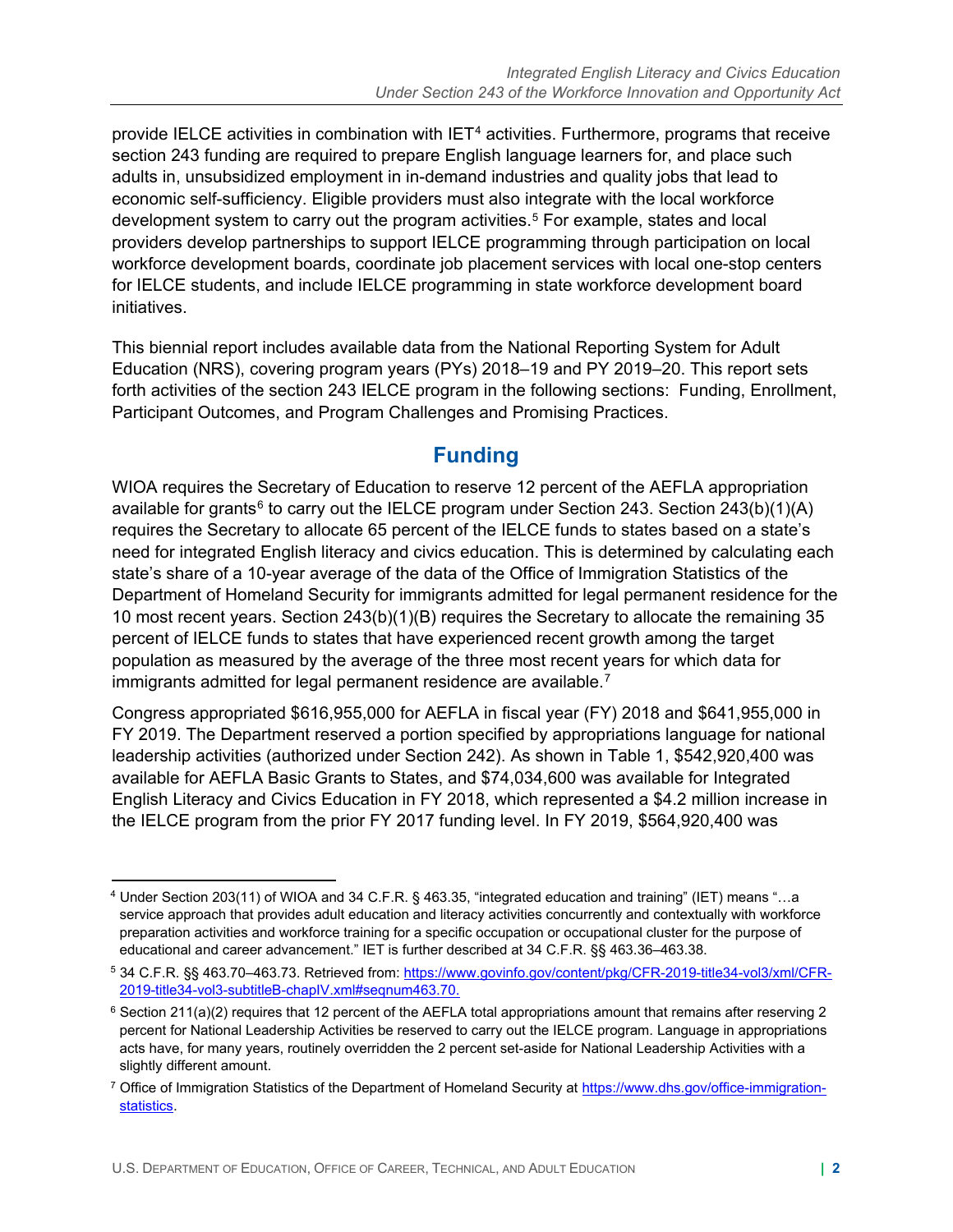provide IELCE activities in combination with IET[4] activities. Furthermore, programs that receive section 243 funding are required to prepare English language learners for, and place such adults in, unsubsidized employment in in-demand industries and quality jobs that lead to economic self-sufficiency. Eligible providers must also integrate with the local workforce development system to carry out the program activities.[5] For example, states and local providers develop partnerships to support IELCE programming through participation on local workforce development boards, coordinate job placement services with local one-stop centers for IELCE students, and include IELCE programming in state workforce development board initiatives.

This biennial report includes available data from the National Reporting System for Adult Education (NRS), covering program years (PYs) 2018–19 and PY 2019–20. This report sets forth activities of the section 243 IELCE program in the following sections: Funding, Enrollment, Participant Outcomes, and Program Challenges and Promising Practices.

## Funding

WIOA requires the Secretary of Education to reserve 12 percent of the AEFLA appropriation available for grants[6] to carry out the IELCE program under Section 243. Section 243(b)(1)(A) requires the Secretary to allocate 65 percent of the IELCE funds to states based on a state's need for integrated English literacy and civics education. This is determined by calculating each state's share of a 10-year average of the data of the Office of Immigration Statistics of the Department of Homeland Security for immigrants admitted for legal permanent residence for the 10 most recent years. Section 243(b)(1)(B) requires the Secretary to allocate the remaining 35 percent of IELCE funds to states that have experienced recent growth among the target population as measured by the average of the three most recent years for which data for immigrants admitted for legal permanent residence are available.[7]

Congress appropriated $616,955,000 for AEFLA in fiscal year (FY) 2018 and $641,955,000 in FY 2019. The Department reserved a portion specified by appropriations language for national leadership activities (authorized under Section 242). As shown in Table 1, $542,920,400 was available for AEFLA Basic Grants to States, and $74,034,600 was available for Integrated English Literacy and Civics Education in FY 2018, which represented a $4.2 million increase in the IELCE program from the prior FY 2017 funding level. In FY 2019, $564,920,400 was

---

[4] Under Section 203(11) of WIOA and 34 C.F.R. § 463.35, "integrated education and training" (IET) means "…a service approach that provides adult education and literacy activities concurrently and contextually with workforce preparation activities and workforce training for a specific occupation or occupational cluster for the purpose of educational and career advancement." IET is further described at 34 C.F.R. §§ 463.36–463.38.

[5] 34 C.F.R. §§ 463.70–463.73. Retrieved from: https://www.govinfo.gov/content/pkg/CFR-2019-title34-vol3/xml/CFR-2019-title34-vol3-subtitleB-chapIV.xml#seqnum463.70.

[6] Section 211(a)(2) requires that 12 percent of the AEFLA total appropriations amount that remains after reserving 2 percent for National Leadership Activities be reserved to carry out the IELCE program. Language in appropriations acts have, for many years, routinely overridden the 2 percent set-aside for National Leadership Activities with a slightly different amount.

[7] Office of Immigration Statistics of the Department of Homeland Security at https://www.dhs.gov/office-immigration-statistics.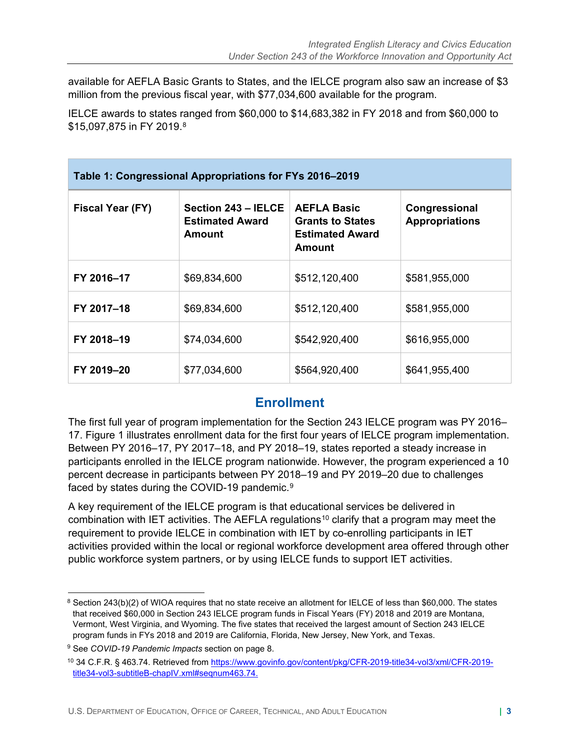available for AEFLA Basic Grants to States, and the IELCE program also saw an increase of $3 million from the previous fiscal year, with $77,034,600 available for the program.

IELCE awards to states ranged from $60,000 to $14,683,382 in FY 2018 and from $60,000 to $15,097,875 in FY 2019.[8]

**Table 1: Congressional Appropriations for FYs 2016–2019**

| Fiscal Year (FY) | Section 243 – IELCE Estimated Award Amount | AEFLA Basic Grants to States Estimated Award Amount | Congressional Appropriations |
|---|---|---|---|
| **FY 2016–17** | $69,834,600 | $512,120,400 | $581,955,000 |
| **FY 2017–18** | $69,834,600 | $512,120,400 | $581,955,000 |
| **FY 2018–19** | $74,034,600 | $542,920,400 | $616,955,000 |
| **FY 2019–20** | $77,034,600 | $564,920,400 | $641,955,400 |

## Enrollment

The first full year of program implementation for the Section 243 IELCE program was PY 2016–17. Figure 1 illustrates enrollment data for the first four years of IELCE program implementation. Between PY 2016–17, PY 2017–18, and PY 2018–19, states reported a steady increase in participants enrolled in the IELCE program nationwide. However, the program experienced a 10 percent decrease in participants between PY 2018–19 and PY 2019–20 due to challenges faced by states during the COVID-19 pandemic.[9]

A key requirement of the IELCE program is that educational services be delivered in combination with IET activities. The AEFLA regulations[10] clarify that a program may meet the requirement to provide IELCE in combination with IET by co-enrolling participants in IET activities provided within the local or regional workforce development area offered through other public workforce system partners, or by using IELCE funds to support IET activities.

---

[8] Section 243(b)(2) of WIOA requires that no state receive an allotment for IELCE of less than $60,000. The states that received $60,000 in Section 243 IELCE program funds in Fiscal Years (FY) 2018 and 2019 are Montana, Vermont, West Virginia, and Wyoming. The five states that received the largest amount of Section 243 IELCE program funds in FYs 2018 and 2019 are California, Florida, New Jersey, New York, and Texas.

[9] See *COVID-19 Pandemic Impacts* section on page 8.

[10] 34 C.F.R. § 463.74. Retrieved from https://www.govinfo.gov/content/pkg/CFR-2019-title34-vol3/xml/CFR-2019-title34-vol3-subtitleB-chapIV.xml#seqnum463.74.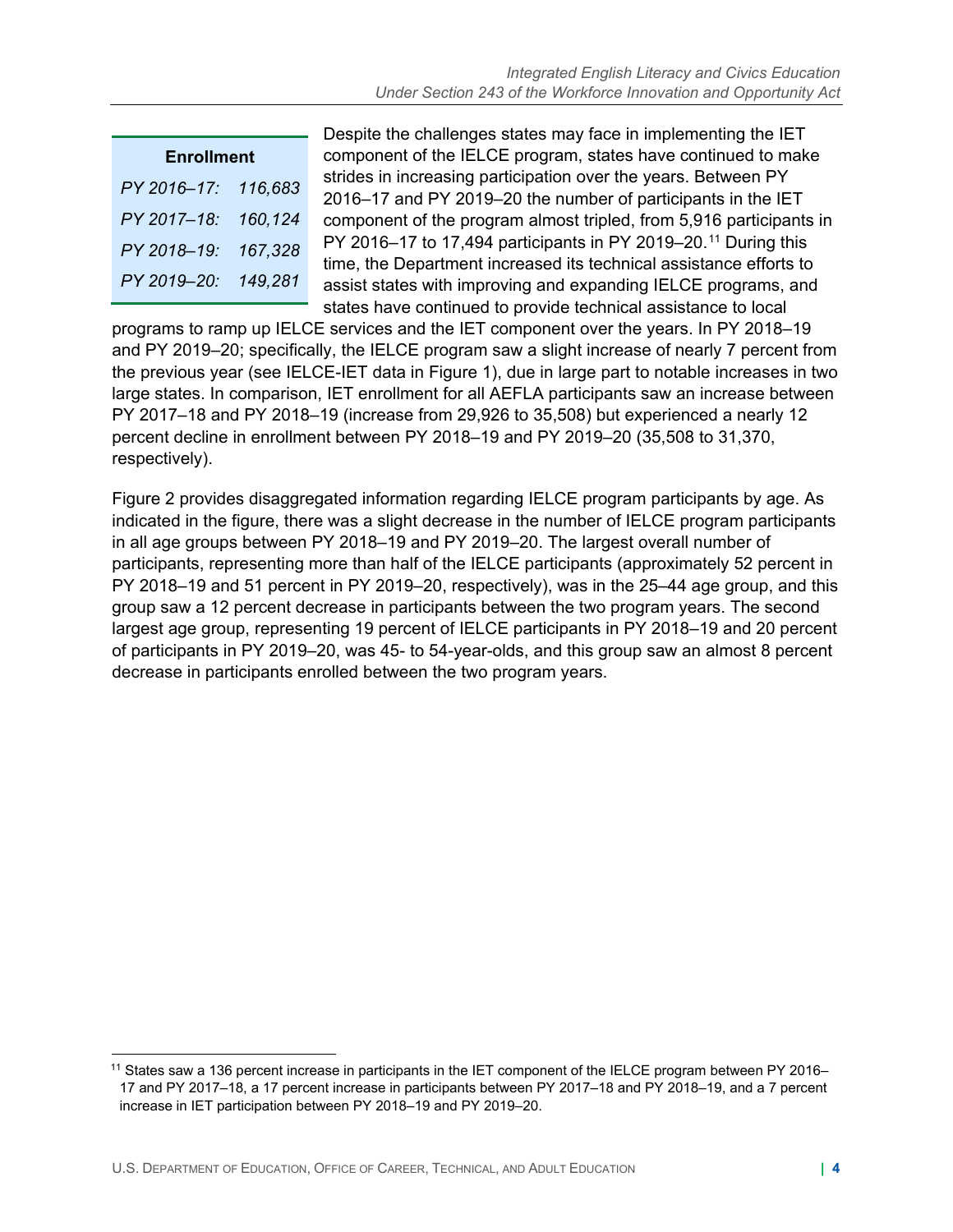| Enrollment | |
|---|---|
| *PY 2016–17:* | *116,683* |
| *PY 2017–18:* | *160,124* |
| *PY 2018–19:* | *167,328* |
| *PY 2019–20:* | *149,281* |

Despite the challenges states may face in implementing the IET component of the IELCE program, states have continued to make strides in increasing participation over the years. Between PY 2016–17 and PY 2019–20 the number of participants in the IET component of the program almost tripled, from 5,916 participants in PY 2016–17 to 17,494 participants in PY 2019–20.[11] During this time, the Department increased its technical assistance efforts to assist states with improving and expanding IELCE programs, and states have continued to provide technical assistance to local programs to ramp up IELCE services and the IET component over the years. In PY 2018–19 and PY 2019–20; specifically, the IELCE program saw a slight increase of nearly 7 percent from the previous year (see IELCE-IET data in Figure 1), due in large part to notable increases in two large states. In comparison, IET enrollment for all AEFLA participants saw an increase between PY 2017–18 and PY 2018–19 (increase from 29,926 to 35,508) but experienced a nearly 12 percent decline in enrollment between PY 2018–19 and PY 2019–20 (35,508 to 31,370, respectively).

Figure 2 provides disaggregated information regarding IELCE program participants by age. As indicated in the figure, there was a slight decrease in the number of IELCE program participants in all age groups between PY 2018–19 and PY 2019–20. The largest overall number of participants, representing more than half of the IELCE participants (approximately 52 percent in PY 2018–19 and 51 percent in PY 2019–20, respectively), was in the 25–44 age group, and this group saw a 12 percent decrease in participants between the two program years. The second largest age group, representing 19 percent of IELCE participants in PY 2018–19 and 20 percent of participants in PY 2019–20, was 45- to 54-year-olds, and this group saw an almost 8 percent decrease in participants enrolled between the two program years.

[11] States saw a 136 percent increase in participants in the IET component of the IELCE program between PY 2016–17 and PY 2017–18, a 17 percent increase in participants between PY 2017–18 and PY 2018–19, and a 7 percent increase in IET participation between PY 2018–19 and PY 2019–20.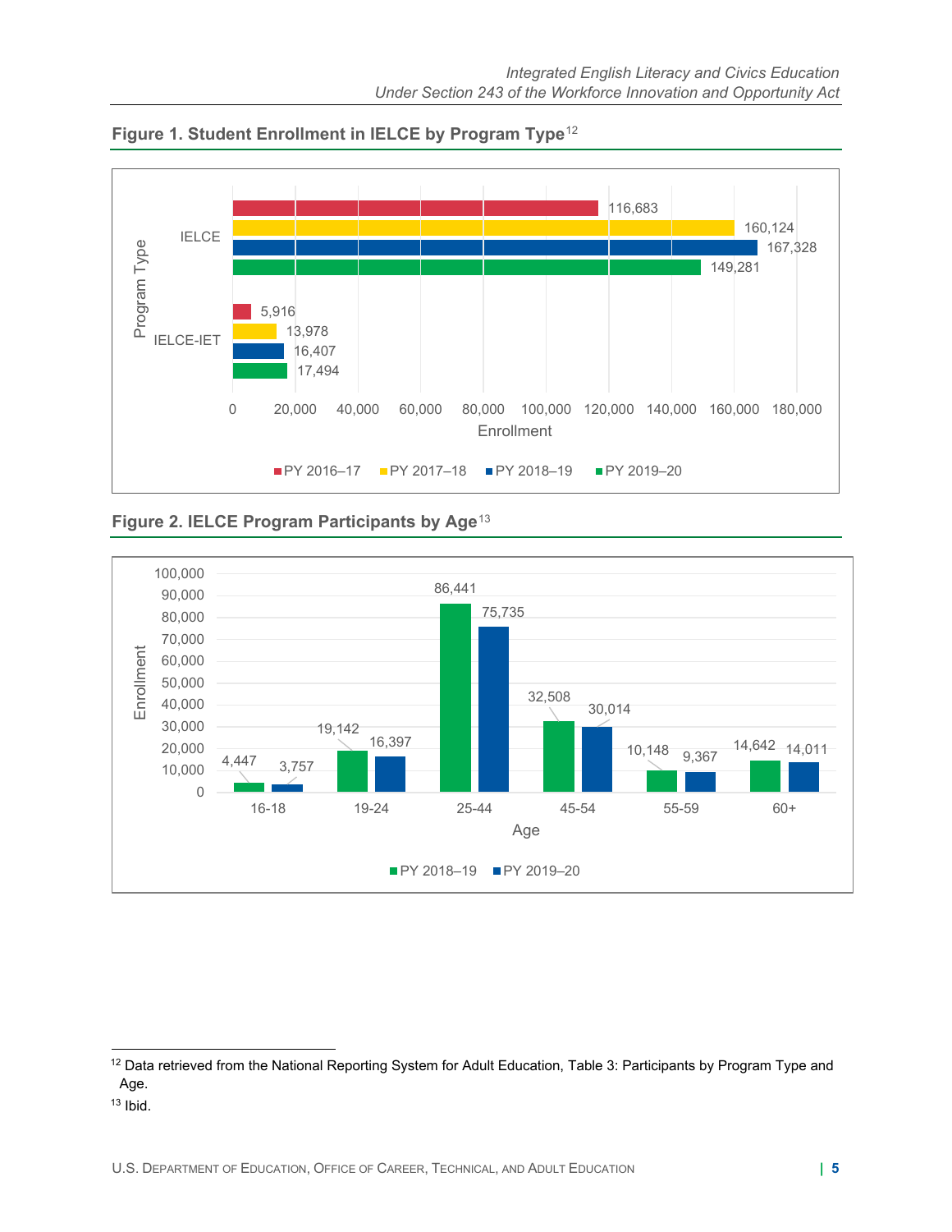### Figure 1. Student Enrollment in IELCE by Program Type[12]

| Program Type | PY 2016–17 | PY 2017–18 | PY 2018–19 | PY 2019–20 |
|---|---|---|---|---|
| IELCE | 116,683 | 160,124 | 167,328 | 149,281 |
| IELCE-IET | 5,916 | 13,978 | 16,407 | 17,494 |

### Figure 2. IELCE Program Participants by Age[13]

| Age | PY 2018–19 | PY 2019–20 |
|---|---|---|
| 16-18 | 4,447 | 3,757 |
| 19-24 | 19,142 | 16,397 |
| 25-44 | 86,441 | 75,735 |
| 45-54 | 32,508 | 30,014 |
| 55-59 | 10,148 | 9,367 |
| 60+ | 14,642 | 14,011 |

---

[12] Data retrieved from the National Reporting System for Adult Education, Table 3: Participants by Program Type and Age.

[13] Ibid.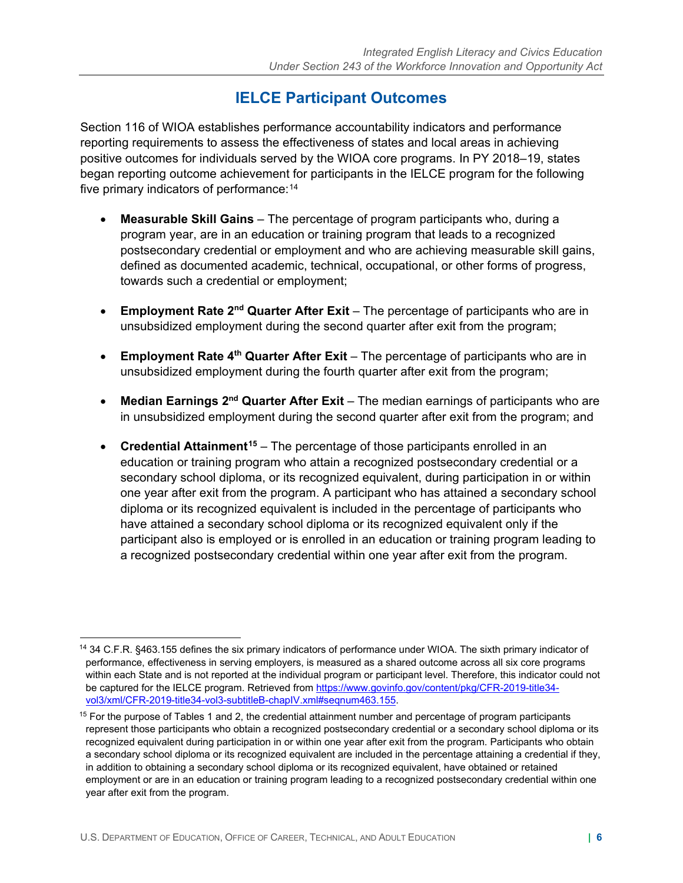## IELCE Participant Outcomes

Section 116 of WIOA establishes performance accountability indicators and performance reporting requirements to assess the effectiveness of states and local areas in achieving positive outcomes for individuals served by the WIOA core programs. In PY 2018–19, states began reporting outcome achievement for participants in the IELCE program for the following five primary indicators of performance:[14]

- **Measurable Skill Gains** – The percentage of program participants who, during a program year, are in an education or training program that leads to a recognized postsecondary credential or employment and who are achieving measurable skill gains, defined as documented academic, technical, occupational, or other forms of progress, towards such a credential or employment;
- **Employment Rate 2nd Quarter After Exit** – The percentage of participants who are in unsubsidized employment during the second quarter after exit from the program;
- **Employment Rate 4th Quarter After Exit** – The percentage of participants who are in unsubsidized employment during the fourth quarter after exit from the program;
- **Median Earnings 2nd Quarter After Exit** – The median earnings of participants who are in unsubsidized employment during the second quarter after exit from the program; and
- **Credential Attainment**[15] – The percentage of those participants enrolled in an education or training program who attain a recognized postsecondary credential or a secondary school diploma, or its recognized equivalent, during participation in or within one year after exit from the program. A participant who has attained a secondary school diploma or its recognized equivalent is included in the percentage of participants who have attained a secondary school diploma or its recognized equivalent only if the participant also is employed or is enrolled in an education or training program leading to a recognized postsecondary credential within one year after exit from the program.

---

[14] 34 C.F.R. §463.155 defines the six primary indicators of performance under WIOA. The sixth primary indicator of performance, effectiveness in serving employers, is measured as a shared outcome across all six core programs within each State and is not reported at the individual program or participant level. Therefore, this indicator could not be captured for the IELCE program. Retrieved from https://www.govinfo.gov/content/pkg/CFR-2019-title34-vol3/xml/CFR-2019-title34-vol3-subtitleB-chapIV.xml#seqnum463.155.

[15] For the purpose of Tables 1 and 2, the credential attainment number and percentage of program participants represent those participants who obtain a recognized postsecondary credential or a secondary school diploma or its recognized equivalent during participation in or within one year after exit from the program. Participants who obtain a secondary school diploma or its recognized equivalent are included in the percentage attaining a credential if they, in addition to obtaining a secondary school diploma or its recognized equivalent, have obtained or retained employment or are in an education or training program leading to a recognized postsecondary credential within one year after exit from the program.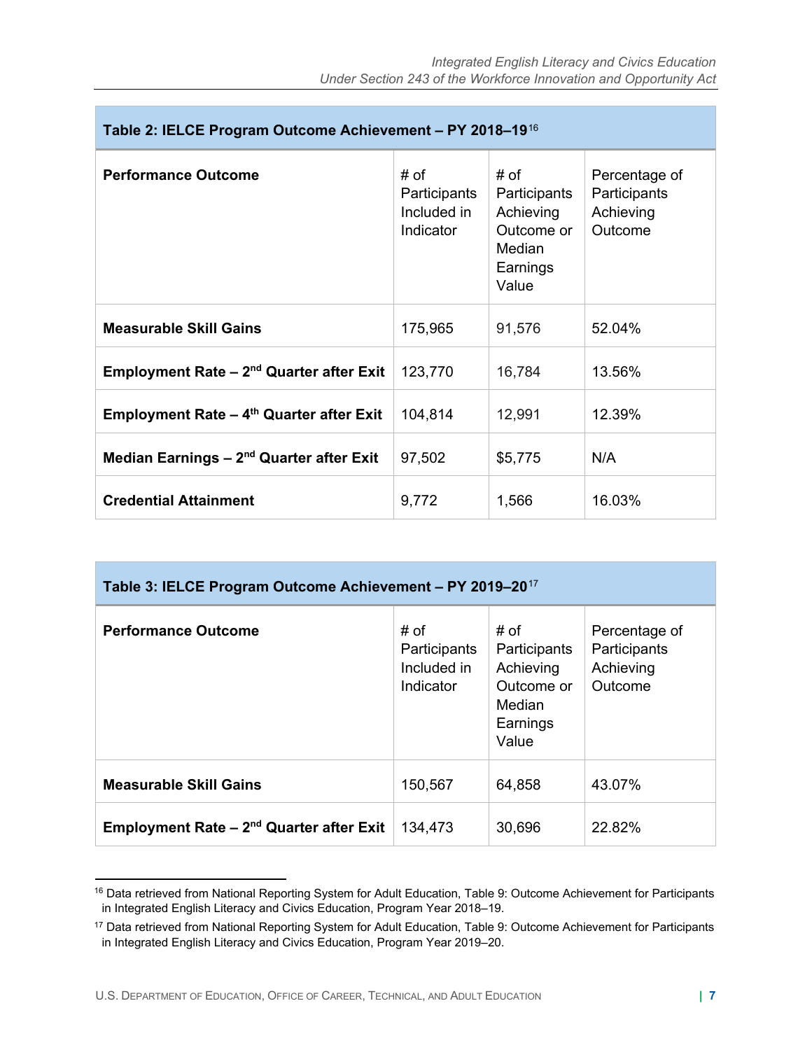**Table 2: IELCE Program Outcome Achievement – PY 2018–19**[16]

| Performance Outcome | # of Participants Included in Indicator | # of Participants Achieving Outcome or Median Earnings Value | Percentage of Participants Achieving Outcome |
|---|---|---|---|
| **Measurable Skill Gains** | 175,965 | 91,576 | 52.04% |
| **Employment Rate – 2nd Quarter after Exit** | 123,770 | 16,784 | 13.56% |
| **Employment Rate – 4th Quarter after Exit** | 104,814 | 12,991 | 12.39% |
| **Median Earnings – 2nd Quarter after Exit** | 97,502 | $5,775 | N/A |
| **Credential Attainment** | 9,772 | 1,566 | 16.03% |

**Table 3: IELCE Program Outcome Achievement – PY 2019–20**[17]

| Performance Outcome | # of Participants Included in Indicator | # of Participants Achieving Outcome or Median Earnings Value | Percentage of Participants Achieving Outcome |
|---|---|---|---|
| **Measurable Skill Gains** | 150,567 | 64,858 | 43.07% |
| **Employment Rate – 2nd Quarter after Exit** | 134,473 | 30,696 | 22.82% |

[16] Data retrieved from National Reporting System for Adult Education, Table 9: Outcome Achievement for Participants in Integrated English Literacy and Civics Education, Program Year 2018–19.

[17] Data retrieved from National Reporting System for Adult Education, Table 9: Outcome Achievement for Participants in Integrated English Literacy and Civics Education, Program Year 2019–20.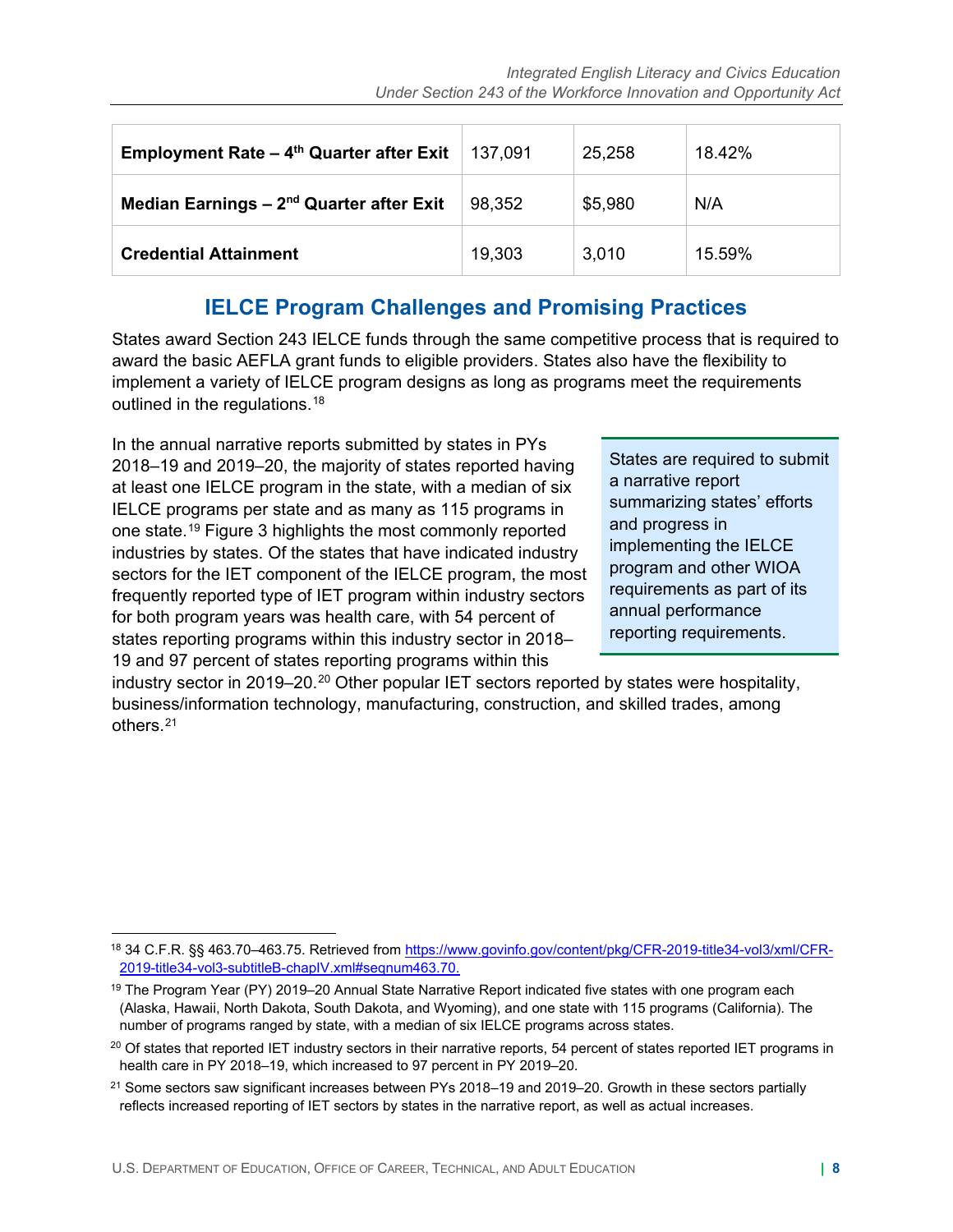| | | | |
|---|---|---|---|
| **Employment Rate – 4th Quarter after Exit** | 137,091 | 25,258 | 18.42% |
| **Median Earnings – 2nd Quarter after Exit** | 98,352 | $5,980 | N/A |
| **Credential Attainment** | 19,303 | 3,010 | 15.59% |

## IELCE Program Challenges and Promising Practices

States award Section 243 IELCE funds through the same competitive process that is required to award the basic AEFLA grant funds to eligible providers. States also have the flexibility to implement a variety of IELCE program designs as long as programs meet the requirements outlined in the regulations.[18]

> States are required to submit a narrative report summarizing states' efforts and progress in implementing the IELCE program and other WIOA requirements as part of its annual performance reporting requirements.

In the annual narrative reports submitted by states in PYs 2018–19 and 2019–20, the majority of states reported having at least one IELCE program in the state, with a median of six IELCE programs per state and as many as 115 programs in one state.[19] Figure 3 highlights the most commonly reported industries by states. Of the states that have indicated industry sectors for the IET component of the IELCE program, the most frequently reported type of IET program within industry sectors for both program years was health care, with 54 percent of states reporting programs within this industry sector in 2018–19 and 97 percent of states reporting programs within this industry sector in 2019–20.[20] Other popular IET sectors reported by states were hospitality, business/information technology, manufacturing, construction, and skilled trades, among others.[21]

---

[18] 34 C.F.R. §§ 463.70–463.75. Retrieved from https://www.govinfo.gov/content/pkg/CFR-2019-title34-vol3/xml/CFR-2019-title34-vol3-subtitleB-chapIV.xml#seqnum463.70.

[19] The Program Year (PY) 2019–20 Annual State Narrative Report indicated five states with one program each (Alaska, Hawaii, North Dakota, South Dakota, and Wyoming), and one state with 115 programs (California). The number of programs ranged by state, with a median of six IELCE programs across states.

[20] Of states that reported IET industry sectors in their narrative reports, 54 percent of states reported IET programs in health care in PY 2018–19, which increased to 97 percent in PY 2019–20.

[21] Some sectors saw significant increases between PYs 2018–19 and 2019–20. Growth in these sectors partially reflects increased reporting of IET sectors by states in the narrative report, as well as actual increases.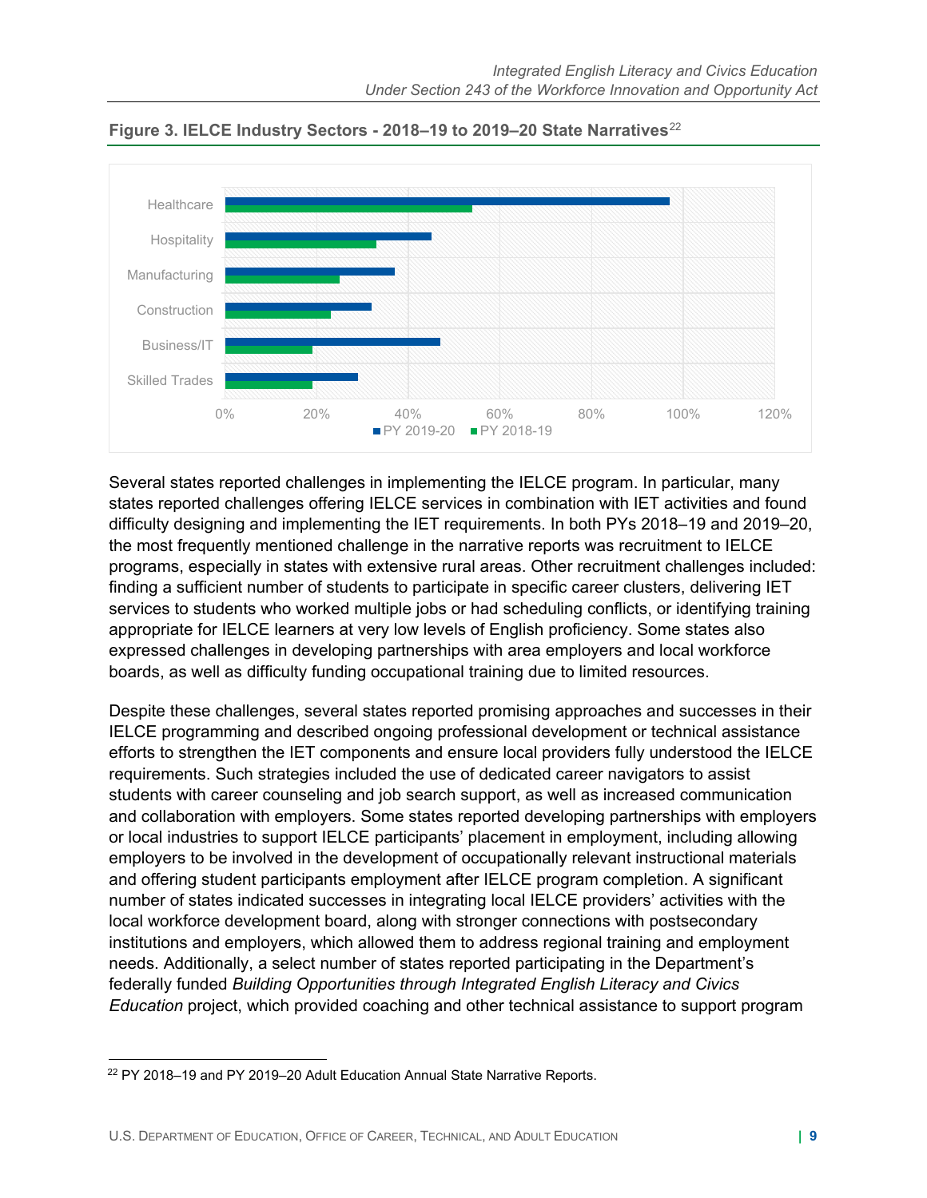**Figure 3. IELCE Industry Sectors - 2018–19 to 2019–20 State Narratives**[22]

Several states reported challenges in implementing the IELCE program. In particular, many states reported challenges offering IELCE services in combination with IET activities and found difficulty designing and implementing the IET requirements. In both PYs 2018–19 and 2019–20, the most frequently mentioned challenge in the narrative reports was recruitment to IELCE programs, especially in states with extensive rural areas. Other recruitment challenges included: finding a sufficient number of students to participate in specific career clusters, delivering IET services to students who worked multiple jobs or had scheduling conflicts, or identifying training appropriate for IELCE learners at very low levels of English proficiency. Some states also expressed challenges in developing partnerships with area employers and local workforce boards, as well as difficulty funding occupational training due to limited resources.

Despite these challenges, several states reported promising approaches and successes in their IELCE programming and described ongoing professional development or technical assistance efforts to strengthen the IET components and ensure local providers fully understood the IELCE requirements. Such strategies included the use of dedicated career navigators to assist students with career counseling and job search support, as well as increased communication and collaboration with employers. Some states reported developing partnerships with employers or local industries to support IELCE participants' placement in employment, including allowing employers to be involved in the development of occupationally relevant instructional materials and offering student participants employment after IELCE program completion. A significant number of states indicated successes in integrating local IELCE providers' activities with the local workforce development board, along with stronger connections with postsecondary institutions and employers, which allowed them to address regional training and employment needs. Additionally, a select number of states reported participating in the Department's federally funded *Building Opportunities through Integrated English Literacy and Civics Education* project, which provided coaching and other technical assistance to support program

[22] PY 2018–19 and PY 2019–20 Adult Education Annual State Narrative Reports.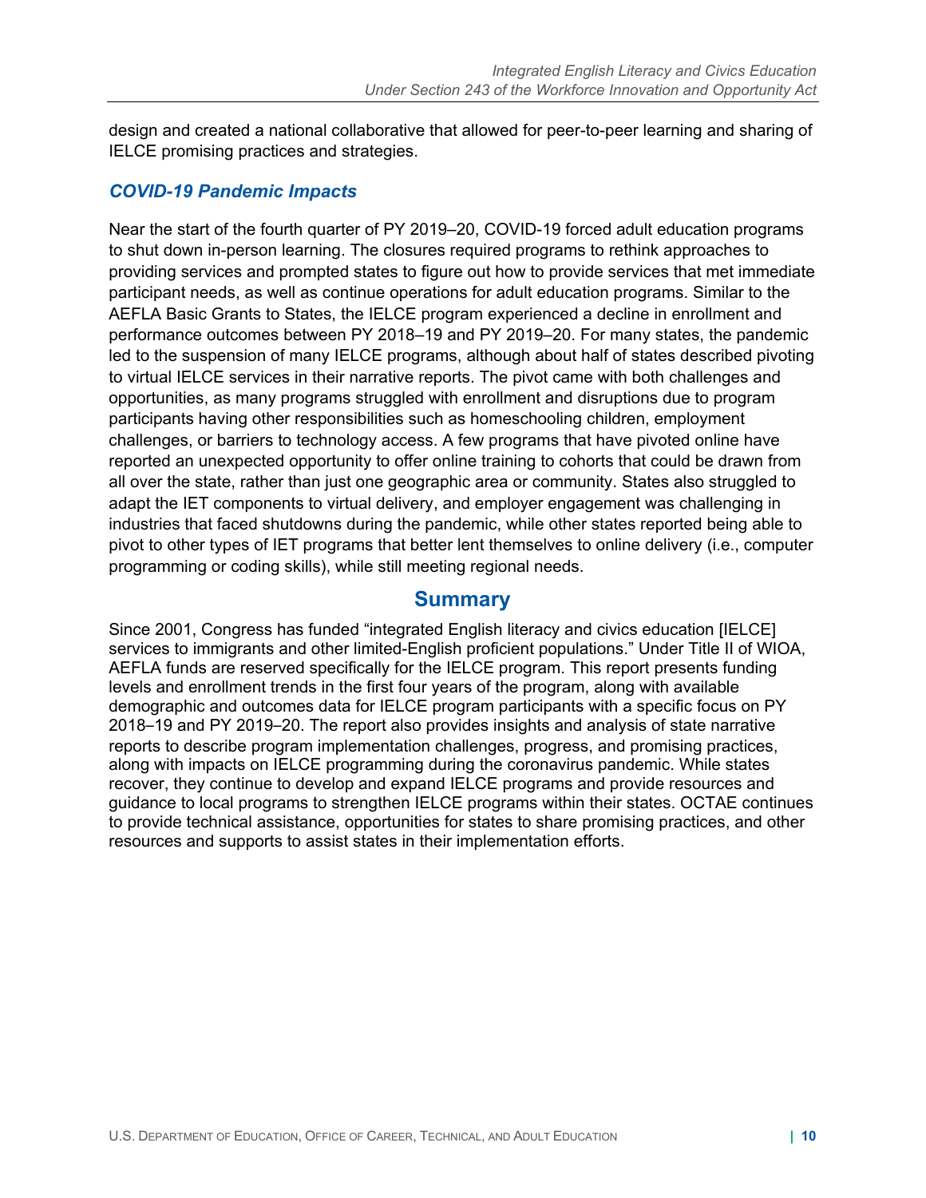design and created a national collaborative that allowed for peer-to-peer learning and sharing of IELCE promising practices and strategies.

### *COVID-19 Pandemic Impacts*

Near the start of the fourth quarter of PY 2019–20, COVID-19 forced adult education programs to shut down in-person learning. The closures required programs to rethink approaches to providing services and prompted states to figure out how to provide services that met immediate participant needs, as well as continue operations for adult education programs. Similar to the AEFLA Basic Grants to States, the IELCE program experienced a decline in enrollment and performance outcomes between PY 2018–19 and PY 2019–20. For many states, the pandemic led to the suspension of many IELCE programs, although about half of states described pivoting to virtual IELCE services in their narrative reports. The pivot came with both challenges and opportunities, as many programs struggled with enrollment and disruptions due to program participants having other responsibilities such as homeschooling children, employment challenges, or barriers to technology access. A few programs that have pivoted online have reported an unexpected opportunity to offer online training to cohorts that could be drawn from all over the state, rather than just one geographic area or community. States also struggled to adapt the IET components to virtual delivery, and employer engagement was challenging in industries that faced shutdowns during the pandemic, while other states reported being able to pivot to other types of IET programs that better lent themselves to online delivery (i.e., computer programming or coding skills), while still meeting regional needs.

## Summary

Since 2001, Congress has funded "integrated English literacy and civics education [IELCE] services to immigrants and other limited-English proficient populations." Under Title II of WIOA, AEFLA funds are reserved specifically for the IELCE program. This report presents funding levels and enrollment trends in the first four years of the program, along with available demographic and outcomes data for IELCE program participants with a specific focus on PY 2018–19 and PY 2019–20. The report also provides insights and analysis of state narrative reports to describe program implementation challenges, progress, and promising practices, along with impacts on IELCE programming during the coronavirus pandemic. While states recover, they continue to develop and expand IELCE programs and provide resources and guidance to local programs to strengthen IELCE programs within their states. OCTAE continues to provide technical assistance, opportunities for states to share promising practices, and other resources and supports to assist states in their implementation efforts.